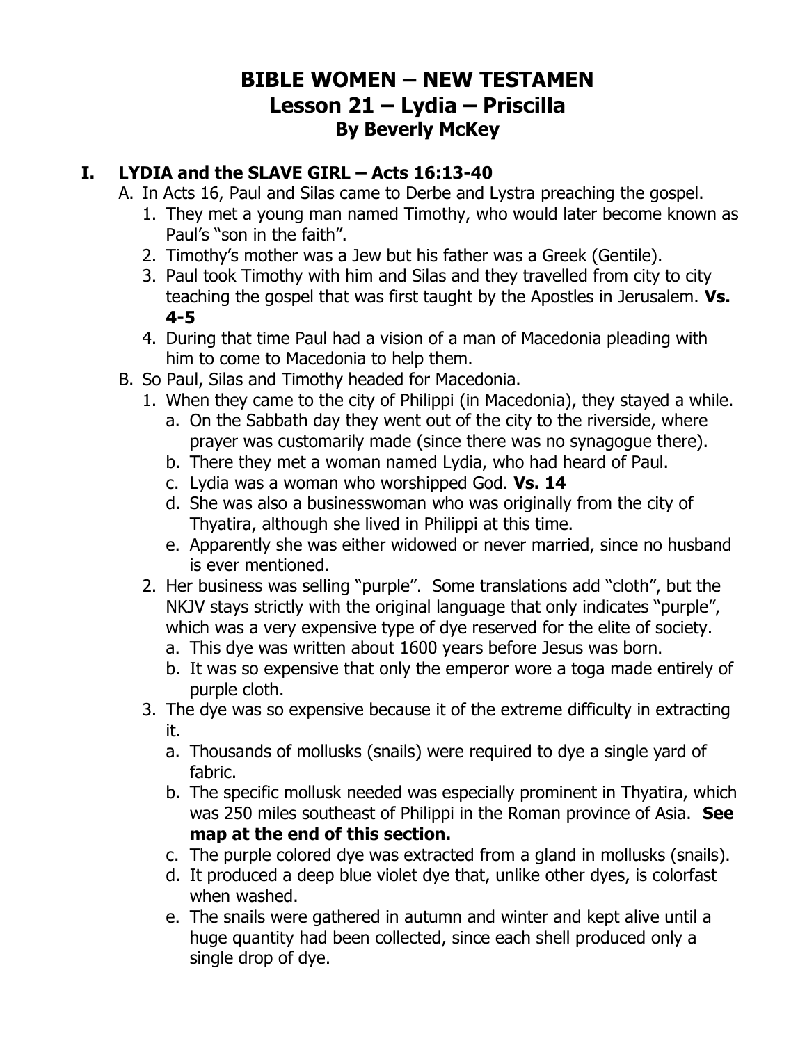# BIBLE WOMEN – NEW TESTAMEN
## Lesson 21 – Lydia – Priscilla
### By Beverly McKey

## I. LYDIA and the SLAVE GIRL – Acts 16:13-40

A. In Acts 16, Paul and Silas came to Derbe and Lystra preaching the gospel.
   1. They met a young man named Timothy, who would later become known as Paul's "son in the faith".
   2. Timothy's mother was a Jew but his father was a Greek (Gentile).
   3. Paul took Timothy with him and Silas and they travelled from city to city teaching the gospel that was first taught by the Apostles in Jerusalem. **Vs. 4-5**
   4. During that time Paul had a vision of a man of Macedonia pleading with him to come to Macedonia to help them.

B. So Paul, Silas and Timothy headed for Macedonia.
   1. When they came to the city of Philippi (in Macedonia), they stayed a while.
      a. On the Sabbath day they went out of the city to the riverside, where prayer was customarily made (since there was no synagogue there).
      b. There they met a woman named Lydia, who had heard of Paul.
      c. Lydia was a woman who worshipped God. **Vs. 14**
      d. She was also a businesswoman who was originally from the city of Thyatira, although she lived in Philippi at this time.
      e. Apparently she was either widowed or never married, since no husband is ever mentioned.
   2. Her business was selling "purple". Some translations add "cloth", but the NKJV stays strictly with the original language that only indicates "purple", which was a very expensive type of dye reserved for the elite of society.
      a. This dye was written about 1600 years before Jesus was born.
      b. It was so expensive that only the emperor wore a toga made entirely of purple cloth.
   3. The dye was so expensive because it of the extreme difficulty in extracting it.
      a. Thousands of mollusks (snails) were required to dye a single yard of fabric.
      b. The specific mollusk needed was especially prominent in Thyatira, which was 250 miles southeast of Philippi in the Roman province of Asia. **See map at the end of this section.**
      c. The purple colored dye was extracted from a gland in mollusks (snails).
      d. It produced a deep blue violet dye that, unlike other dyes, is colorfast when washed.
      e. The snails were gathered in autumn and winter and kept alive until a huge quantity had been collected, since each shell produced only a single drop of dye.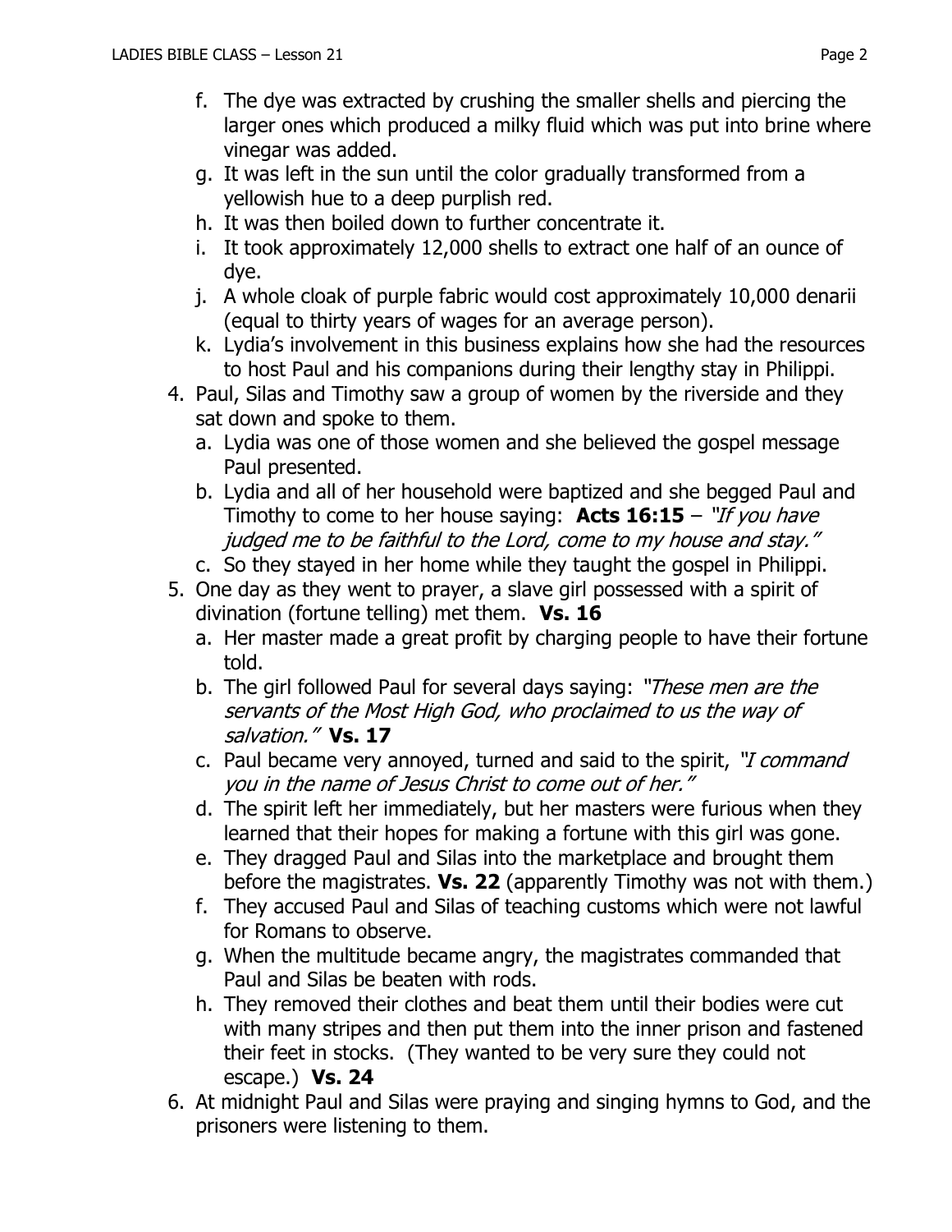f. The dye was extracted by crushing the smaller shells and piercing the larger ones which produced a milky fluid which was put into brine where vinegar was added.
   g. It was left in the sun until the color gradually transformed from a yellowish hue to a deep purplish red.
   h. It was then boiled down to further concentrate it.
   i. It took approximately 12,000 shells to extract one half of an ounce of dye.
   j. A whole cloak of purple fabric would cost approximately 10,000 denarii (equal to thirty years of wages for an average person).
   k. Lydia's involvement in this business explains how she had the resources to host Paul and his companions during their lengthy stay in Philippi.
4. Paul, Silas and Timothy saw a group of women by the riverside and they sat down and spoke to them.
   a. Lydia was one of those women and she believed the gospel message Paul presented.
   b. Lydia and all of her household were baptized and she begged Paul and Timothy to come to her house saying: **Acts 16:15** – *"If you have judged me to be faithful to the Lord, come to my house and stay."*
   c. So they stayed in her home while they taught the gospel in Philippi.
5. One day as they went to prayer, a slave girl possessed with a spirit of divination (fortune telling) met them. **Vs. 16**
   a. Her master made a great profit by charging people to have their fortune told.
   b. The girl followed Paul for several days saying: *"These men are the servants of the Most High God, who proclaimed to us the way of salvation."* **Vs. 17**
   c. Paul became very annoyed, turned and said to the spirit, *"I command you in the name of Jesus Christ to come out of her."*
   d. The spirit left her immediately, but her masters were furious when they learned that their hopes for making a fortune with this girl was gone.
   e. They dragged Paul and Silas into the marketplace and brought them before the magistrates. **Vs. 22** (apparently Timothy was not with them.)
   f. They accused Paul and Silas of teaching customs which were not lawful for Romans to observe.
   g. When the multitude became angry, the magistrates commanded that Paul and Silas be beaten with rods.
   h. They removed their clothes and beat them until their bodies were cut with many stripes and then put them into the inner prison and fastened their feet in stocks. (They wanted to be very sure they could not escape.) **Vs. 24**
6. At midnight Paul and Silas were praying and singing hymns to God, and the prisoners were listening to them.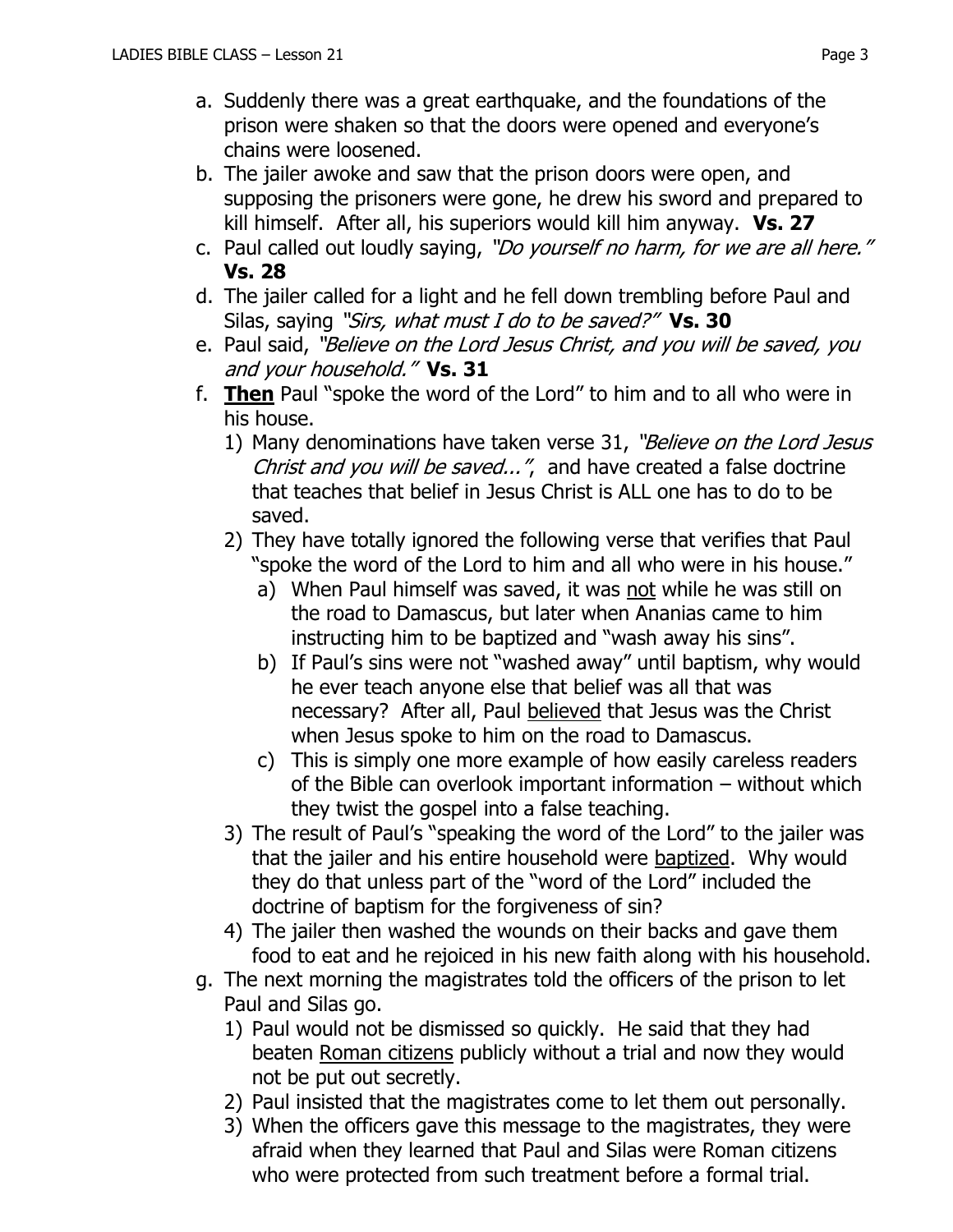a. Suddenly there was a great earthquake, and the foundations of the prison were shaken so that the doors were opened and everyone's chains were loosened.
b. The jailer awoke and saw that the prison doors were open, and supposing the prisoners were gone, he drew his sword and prepared to kill himself. After all, his superiors would kill him anyway. **Vs. 27**
c. Paul called out loudly saying, *"Do yourself no harm, for we are all here."* **Vs. 28**
d. The jailer called for a light and he fell down trembling before Paul and Silas, saying *"Sirs, what must I do to be saved?"* **Vs. 30**
e. Paul said, *"Believe on the Lord Jesus Christ, and you will be saved, you and your household."* **Vs. 31**
f. **<u>Then</u>** Paul "spoke the word of the Lord" to him and to all who were in his house.
   1) Many denominations have taken verse 31, *"Believe on the Lord Jesus Christ and you will be saved..."*, and have created a false doctrine that teaches that belief in Jesus Christ is ALL one has to do to be saved.
   2) They have totally ignored the following verse that verifies that Paul "spoke the word of the Lord to him and all who were in his house."
      a) When Paul himself was saved, it was <u>not</u> while he was still on the road to Damascus, but later when Ananias came to him instructing him to be baptized and "wash away his sins".
      b) If Paul's sins were not "washed away" until baptism, why would he ever teach anyone else that belief was all that was necessary? After all, Paul <u>believed</u> that Jesus was the Christ when Jesus spoke to him on the road to Damascus.
      c) This is simply one more example of how easily careless readers of the Bible can overlook important information – without which they twist the gospel into a false teaching.
   3) The result of Paul's "speaking the word of the Lord" to the jailer was that the jailer and his entire household were <u>baptized</u>. Why would they do that unless part of the "word of the Lord" included the doctrine of baptism for the forgiveness of sin?
   4) The jailer then washed the wounds on their backs and gave them food to eat and he rejoiced in his new faith along with his household.
g. The next morning the magistrates told the officers of the prison to let Paul and Silas go.
   1) Paul would not be dismissed so quickly. He said that they had beaten <u>Roman citizens</u> publicly without a trial and now they would not be put out secretly.
   2) Paul insisted that the magistrates come to let them out personally.
   3) When the officers gave this message to the magistrates, they were afraid when they learned that Paul and Silas were Roman citizens who were protected from such treatment before a formal trial.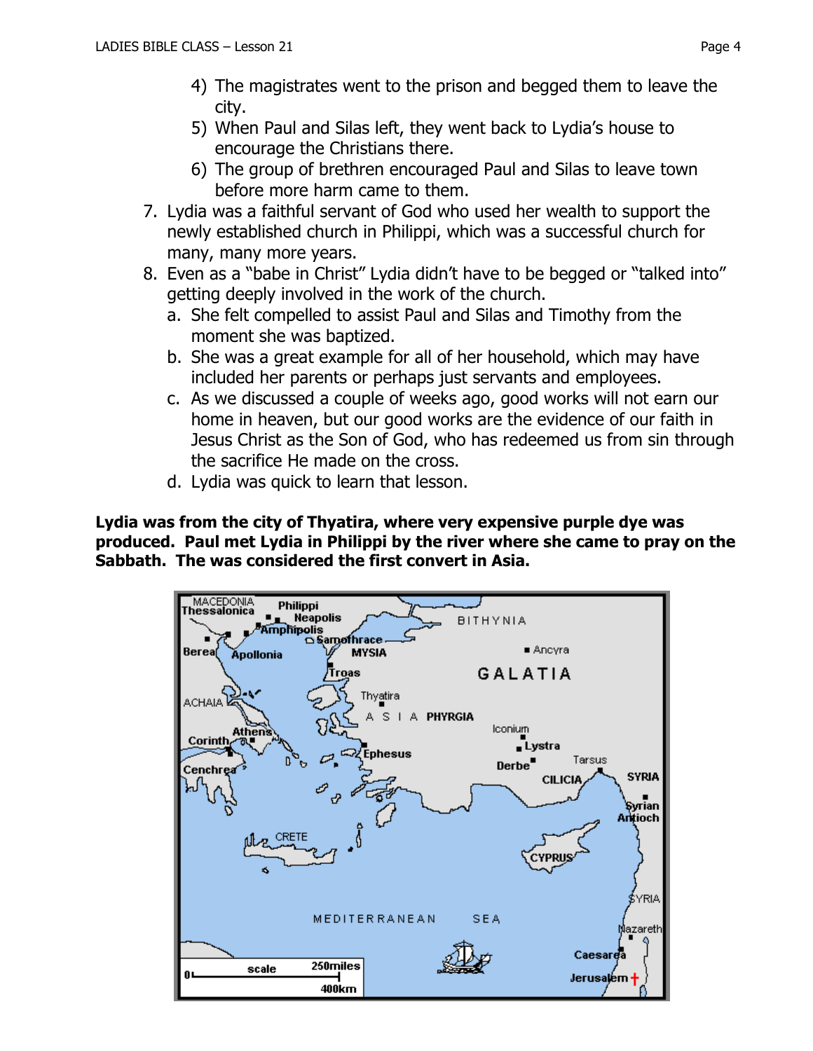4) The magistrates went to the prison and begged them to leave the city.
5) When Paul and Silas left, they went back to Lydia's house to encourage the Christians there.
6) The group of brethren encouraged Paul and Silas to leave town before more harm came to them.

7. Lydia was a faithful servant of God who used her wealth to support the newly established church in Philippi, which was a successful church for many, many more years.
8. Even as a "babe in Christ" Lydia didn't have to be begged or "talked into" getting deeply involved in the work of the church.
   a. She felt compelled to assist Paul and Silas and Timothy from the moment she was baptized.
   b. She was a great example for all of her household, which may have included her parents or perhaps just servants and employees.
   c. As we discussed a couple of weeks ago, good works will not earn our home in heaven, but our good works are the evidence of our faith in Jesus Christ as the Son of God, who has redeemed us from sin through the sacrifice He made on the cross.
   d. Lydia was quick to learn that lesson.

**Lydia was from the city of Thyatira, where very expensive purple dye was produced. Paul met Lydia in Philippi by the river where she came to pray on the Sabbath. The was considered the first convert in Asia.**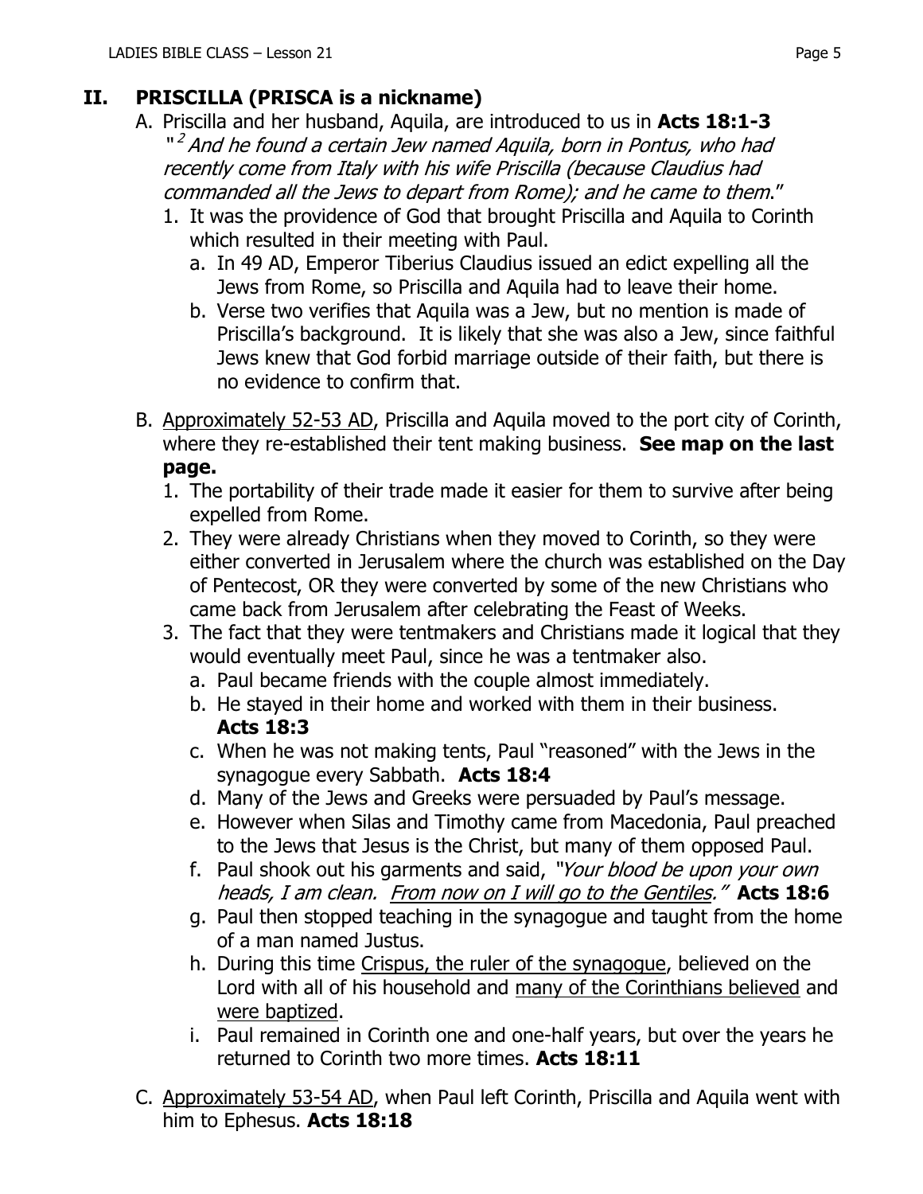## II. PRISCILLA (PRISCA is a nickname)

A. Priscilla and her husband, Aquila, are introduced to us in **Acts 18:1-3** "[2] *And he found a certain Jew named Aquila, born in Pontus, who had recently come from Italy with his wife Priscilla (because Claudius had commanded all the Jews to depart from Rome); and he came to them*."

   1. It was the providence of God that brought Priscilla and Aquila to Corinth which resulted in their meeting with Paul.
      a. In 49 AD, Emperor Tiberius Claudius issued an edict expelling all the Jews from Rome, so Priscilla and Aquila had to leave their home.
      b. Verse two verifies that Aquila was a Jew, but no mention is made of Priscilla's background. It is likely that she was also a Jew, since faithful Jews knew that God forbid marriage outside of their faith, but there is no evidence to confirm that.

B. <u>Approximately 52-53 AD</u>, Priscilla and Aquila moved to the port city of Corinth, where they re-established their tent making business. **See map on the last page.**

   1. The portability of their trade made it easier for them to survive after being expelled from Rome.
   2. They were already Christians when they moved to Corinth, so they were either converted in Jerusalem where the church was established on the Day of Pentecost, OR they were converted by some of the new Christians who came back from Jerusalem after celebrating the Feast of Weeks.
   3. The fact that they were tentmakers and Christians made it logical that they would eventually meet Paul, since he was a tentmaker also.
      a. Paul became friends with the couple almost immediately.
      b. He stayed in their home and worked with them in their business. **Acts 18:3**
      c. When he was not making tents, Paul "reasoned" with the Jews in the synagogue every Sabbath. **Acts 18:4**
      d. Many of the Jews and Greeks were persuaded by Paul's message.
      e. However when Silas and Timothy came from Macedonia, Paul preached to the Jews that Jesus is the Christ, but many of them opposed Paul.
      f. Paul shook out his garments and said, "*Your blood be upon your own heads, I am clean. <u>From now on I will go to the Gentiles</u>.*" **Acts 18:6**
      g. Paul then stopped teaching in the synagogue and taught from the home of a man named Justus.
      h. During this time <u>Crispus, the ruler of the synagogue</u>, believed on the Lord with all of his household and <u>many of the Corinthians believed</u> and <u>were baptized</u>.
      i. Paul remained in Corinth one and one-half years, but over the years he returned to Corinth two more times. **Acts 18:11**

C. <u>Approximately 53-54 AD</u>, when Paul left Corinth, Priscilla and Aquila went with him to Ephesus. **Acts 18:18**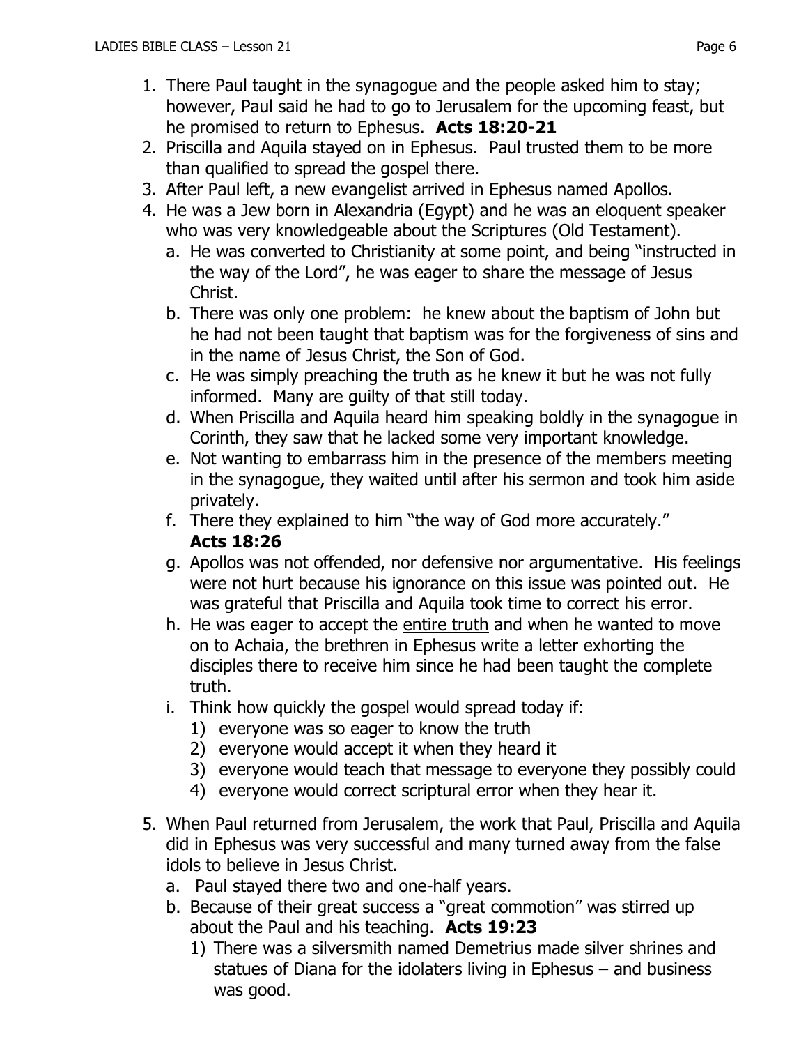1. There Paul taught in the synagogue and the people asked him to stay; however, Paul said he had to go to Jerusalem for the upcoming feast, but he promised to return to Ephesus. **Acts 18:20-21**
2. Priscilla and Aquila stayed on in Ephesus. Paul trusted them to be more than qualified to spread the gospel there.
3. After Paul left, a new evangelist arrived in Ephesus named Apollos.
4. He was a Jew born in Alexandria (Egypt) and he was an eloquent speaker who was very knowledgeable about the Scriptures (Old Testament).
   a. He was converted to Christianity at some point, and being "instructed in the way of the Lord", he was eager to share the message of Jesus Christ.
   b. There was only one problem: he knew about the baptism of John but he had not been taught that baptism was for the forgiveness of sins and in the name of Jesus Christ, the Son of God.
   c. He was simply preaching the truth <u>as he knew it</u> but he was not fully informed. Many are guilty of that still today.
   d. When Priscilla and Aquila heard him speaking boldly in the synagogue in Corinth, they saw that he lacked some very important knowledge.
   e. Not wanting to embarrass him in the presence of the members meeting in the synagogue, they waited until after his sermon and took him aside privately.
   f. There they explained to him "the way of God more accurately." **Acts 18:26**
   g. Apollos was not offended, nor defensive nor argumentative. His feelings were not hurt because his ignorance on this issue was pointed out. He was grateful that Priscilla and Aquila took time to correct his error.
   h. He was eager to accept the <u>entire truth</u> and when he wanted to move on to Achaia, the brethren in Ephesus write a letter exhorting the disciples there to receive him since he had been taught the complete truth.
   i. Think how quickly the gospel would spread today if:
      1) everyone was so eager to know the truth
      2) everyone would accept it when they heard it
      3) everyone would teach that message to everyone they possibly could
      4) everyone would correct scriptural error when they hear it.
5. When Paul returned from Jerusalem, the work that Paul, Priscilla and Aquila did in Ephesus was very successful and many turned away from the false idols to believe in Jesus Christ.
   a. Paul stayed there two and one-half years.
   b. Because of their great success a "great commotion" was stirred up about the Paul and his teaching. **Acts 19:23**
      1) There was a silversmith named Demetrius made silver shrines and statues of Diana for the idolaters living in Ephesus – and business was good.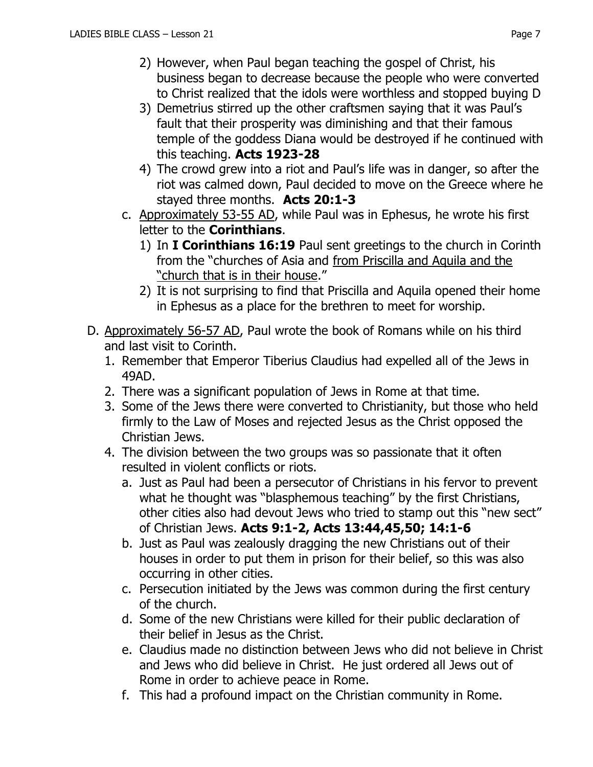2) However, when Paul began teaching the gospel of Christ, his business began to decrease because the people who were converted to Christ realized that the idols were worthless and stopped buying D
3) Demetrius stirred up the other craftsmen saying that it was Paul's fault that their prosperity was diminishing and that their famous temple of the goddess Diana would be destroyed if he continued with this teaching. **Acts 1923-28**
4) The crowd grew into a riot and Paul's life was in danger, so after the riot was calmed down, Paul decided to move on the Greece where he stayed three months. **Acts 20:1-3**

c. <u>Approximately 53-55 AD</u>, while Paul was in Ephesus, he wrote his first letter to the **Corinthians**.
   1) In **I Corinthians 16:19** Paul sent greetings to the church in Corinth from the "churches of Asia and <u>from Priscilla and Aquila and the "church that is in their house</u>."
   2) It is not surprising to find that Priscilla and Aquila opened their home in Ephesus as a place for the brethren to meet for worship.

D. <u>Approximately 56-57 AD</u>, Paul wrote the book of Romans while on his third and last visit to Corinth.
   1. Remember that Emperor Tiberius Claudius had expelled all of the Jews in 49AD.
   2. There was a significant population of Jews in Rome at that time.
   3. Some of the Jews there were converted to Christianity, but those who held firmly to the Law of Moses and rejected Jesus as the Christ opposed the Christian Jews.
   4. The division between the two groups was so passionate that it often resulted in violent conflicts or riots.
      a. Just as Paul had been a persecutor of Christians in his fervor to prevent what he thought was "blasphemous teaching" by the first Christians, other cities also had devout Jews who tried to stamp out this "new sect" of Christian Jews. **Acts 9:1-2, Acts 13:44,45,50; 14:1-6**
      b. Just as Paul was zealously dragging the new Christians out of their houses in order to put them in prison for their belief, so this was also occurring in other cities.
      c. Persecution initiated by the Jews was common during the first century of the church.
      d. Some of the new Christians were killed for their public declaration of their belief in Jesus as the Christ.
      e. Claudius made no distinction between Jews who did not believe in Christ and Jews who did believe in Christ. He just ordered all Jews out of Rome in order to achieve peace in Rome.
      f. This had a profound impact on the Christian community in Rome.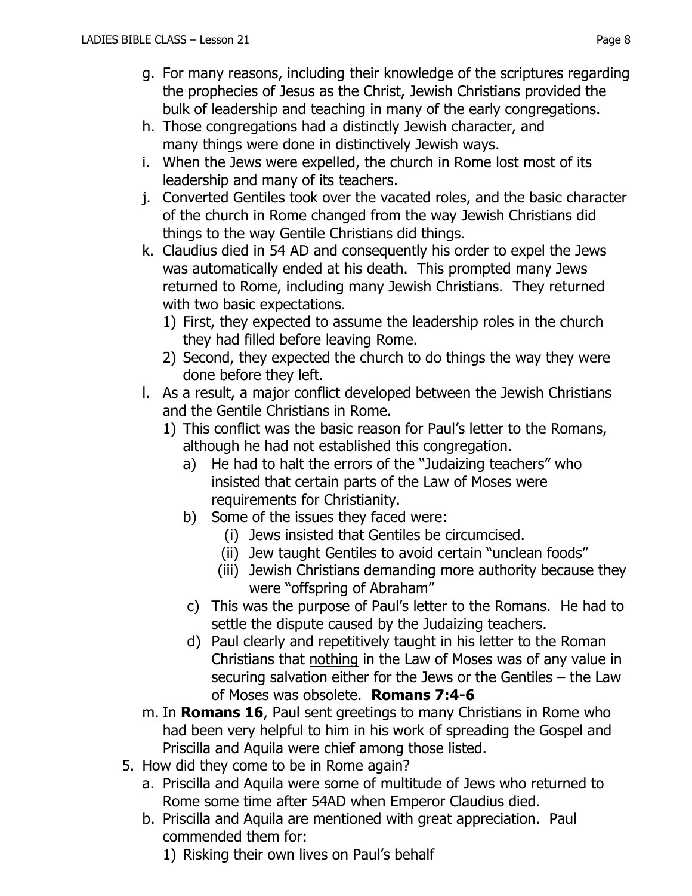g. For many reasons, including their knowledge of the scriptures regarding the prophecies of Jesus as the Christ, Jewish Christians provided the bulk of leadership and teaching in many of the early congregations.

h. Those congregations had a distinctly Jewish character, and many things were done in distinctively Jewish ways.

i. When the Jews were expelled, the church in Rome lost most of its leadership and many of its teachers.

j. Converted Gentiles took over the vacated roles, and the basic character of the church in Rome changed from the way Jewish Christians did things to the way Gentile Christians did things.

k. Claudius died in 54 AD and consequently his order to expel the Jews was automatically ended at his death. This prompted many Jews returned to Rome, including many Jewish Christians. They returned with two basic expectations.
   1) First, they expected to assume the leadership roles in the church they had filled before leaving Rome.
   2) Second, they expected the church to do things the way they were done before they left.

l. As a result, a major conflict developed between the Jewish Christians and the Gentile Christians in Rome.
   1) This conflict was the basic reason for Paul's letter to the Romans, although he had not established this congregation.
      a) He had to halt the errors of the "Judaizing teachers" who insisted that certain parts of the Law of Moses were requirements for Christianity.
      b) Some of the issues they faced were:
         (i) Jews insisted that Gentiles be circumcised.
         (ii) Jew taught Gentiles to avoid certain "unclean foods"
         (iii) Jewish Christians demanding more authority because they were "offspring of Abraham"
      c) This was the purpose of Paul's letter to the Romans. He had to settle the dispute caused by the Judaizing teachers.
      d) Paul clearly and repetitively taught in his letter to the Roman Christians that <u>nothing</u> in the Law of Moses was of any value in securing salvation either for the Jews or the Gentiles – the Law of Moses was obsolete. **Romans 7:4-6**

m. In **Romans 16**, Paul sent greetings to many Christians in Rome who had been very helpful to him in his work of spreading the Gospel and Priscilla and Aquila were chief among those listed.

5. How did they come to be in Rome again?
   a. Priscilla and Aquila were some of multitude of Jews who returned to Rome some time after 54AD when Emperor Claudius died.
   b. Priscilla and Aquila are mentioned with great appreciation. Paul commended them for:
      1) Risking their own lives on Paul's behalf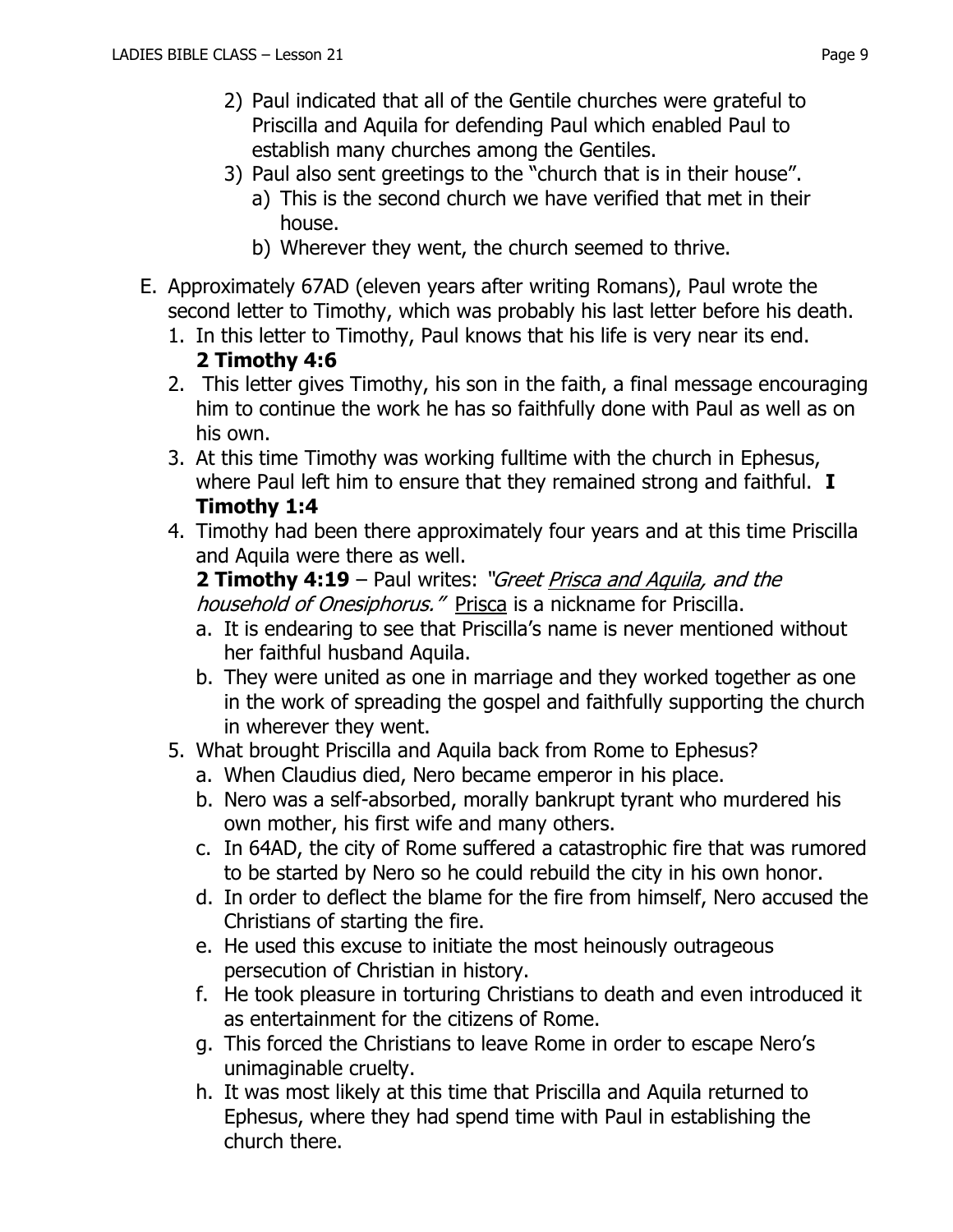2) Paul indicated that all of the Gentile churches were grateful to Priscilla and Aquila for defending Paul which enabled Paul to establish many churches among the Gentiles.
3) Paul also sent greetings to the "church that is in their house".
   a) This is the second church we have verified that met in their house.
   b) Wherever they went, the church seemed to thrive.

E. Approximately 67AD (eleven years after writing Romans), Paul wrote the second letter to Timothy, which was probably his last letter before his death.
   1. In this letter to Timothy, Paul knows that his life is very near its end. **2 Timothy 4:6**
   2. This letter gives Timothy, his son in the faith, a final message encouraging him to continue the work he has so faithfully done with Paul as well as on his own.
   3. At this time Timothy was working fulltime with the church in Ephesus, where Paul left him to ensure that they remained strong and faithful. **I Timothy 1:4**
   4. Timothy had been there approximately four years and at this time Priscilla and Aquila were there as well.
      **2 Timothy 4:19** – Paul writes: *"Greet <u>Prisca and Aquila</u>, and the household of Onesiphorus."* <u>Prisca</u> is a nickname for Priscilla.
      a. It is endearing to see that Priscilla's name is never mentioned without her faithful husband Aquila.
      b. They were united as one in marriage and they worked together as one in the work of spreading the gospel and faithfully supporting the church in wherever they went.
   5. What brought Priscilla and Aquila back from Rome to Ephesus?
      a. When Claudius died, Nero became emperor in his place.
      b. Nero was a self-absorbed, morally bankrupt tyrant who murdered his own mother, his first wife and many others.
      c. In 64AD, the city of Rome suffered a catastrophic fire that was rumored to be started by Nero so he could rebuild the city in his own honor.
      d. In order to deflect the blame for the fire from himself, Nero accused the Christians of starting the fire.
      e. He used this excuse to initiate the most heinously outrageous persecution of Christian in history.
      f. He took pleasure in torturing Christians to death and even introduced it as entertainment for the citizens of Rome.
      g. This forced the Christians to leave Rome in order to escape Nero's unimaginable cruelty.
      h. It was most likely at this time that Priscilla and Aquila returned to Ephesus, where they had spend time with Paul in establishing the church there.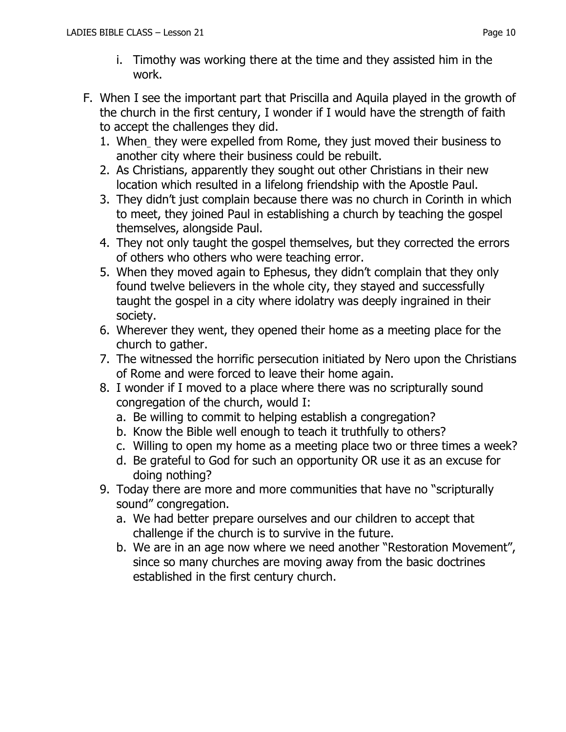i. Timothy was working there at the time and they assisted him in the work.

F. When I see the important part that Priscilla and Aquila played in the growth of the church in the first century, I wonder if I would have the strength of faith to accept the challenges they did.

1. When they were expelled from Rome, they just moved their business to another city where their business could be rebuilt.
2. As Christians, apparently they sought out other Christians in their new location which resulted in a lifelong friendship with the Apostle Paul.
3. They didn't just complain because there was no church in Corinth in which to meet, they joined Paul in establishing a church by teaching the gospel themselves, alongside Paul.
4. They not only taught the gospel themselves, but they corrected the errors of others who others who were teaching error.
5. When they moved again to Ephesus, they didn't complain that they only found twelve believers in the whole city, they stayed and successfully taught the gospel in a city where idolatry was deeply ingrained in their society.
6. Wherever they went, they opened their home as a meeting place for the church to gather.
7. The witnessed the horrific persecution initiated by Nero upon the Christians of Rome and were forced to leave their home again.
8. I wonder if I moved to a place where there was no scripturally sound congregation of the church, would I:
   a. Be willing to commit to helping establish a congregation?
   b. Know the Bible well enough to teach it truthfully to others?
   c. Willing to open my home as a meeting place two or three times a week?
   d. Be grateful to God for such an opportunity OR use it as an excuse for doing nothing?
9. Today there are more and more communities that have no "scripturally sound" congregation.
   a. We had better prepare ourselves and our children to accept that challenge if the church is to survive in the future.
   b. We are in an age now where we need another "Restoration Movement", since so many churches are moving away from the basic doctrines established in the first century church.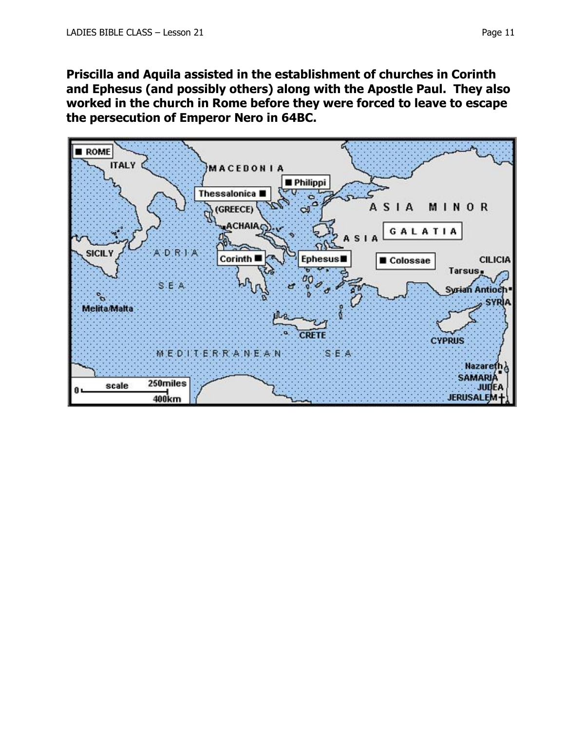**Priscilla and Aquila assisted in the establishment of churches in Corinth and Ephesus (and possibly others) along with the Apostle Paul. They also worked in the church in Rome before they were forced to leave to escape the persecution of Emperor Nero in 64BC.**

ROME
ITALY
MACEDONIA
Philippi
Thessalonica
(GREECE)
ACHAIA
ASIA MINOR
GALATIA
ASIA
SICILY
ADRIA
Corinth
Ephesus
Colossae
CILICIA
Tarsus
SEA
Syrian Antioch
SYRIA
Melita/Malta
CRETE
CYPRUS
MEDITERRANEAN SEA
Nazareth
SAMARIA
JUDEA
JERUSALEM
scale
0
250miles
400km